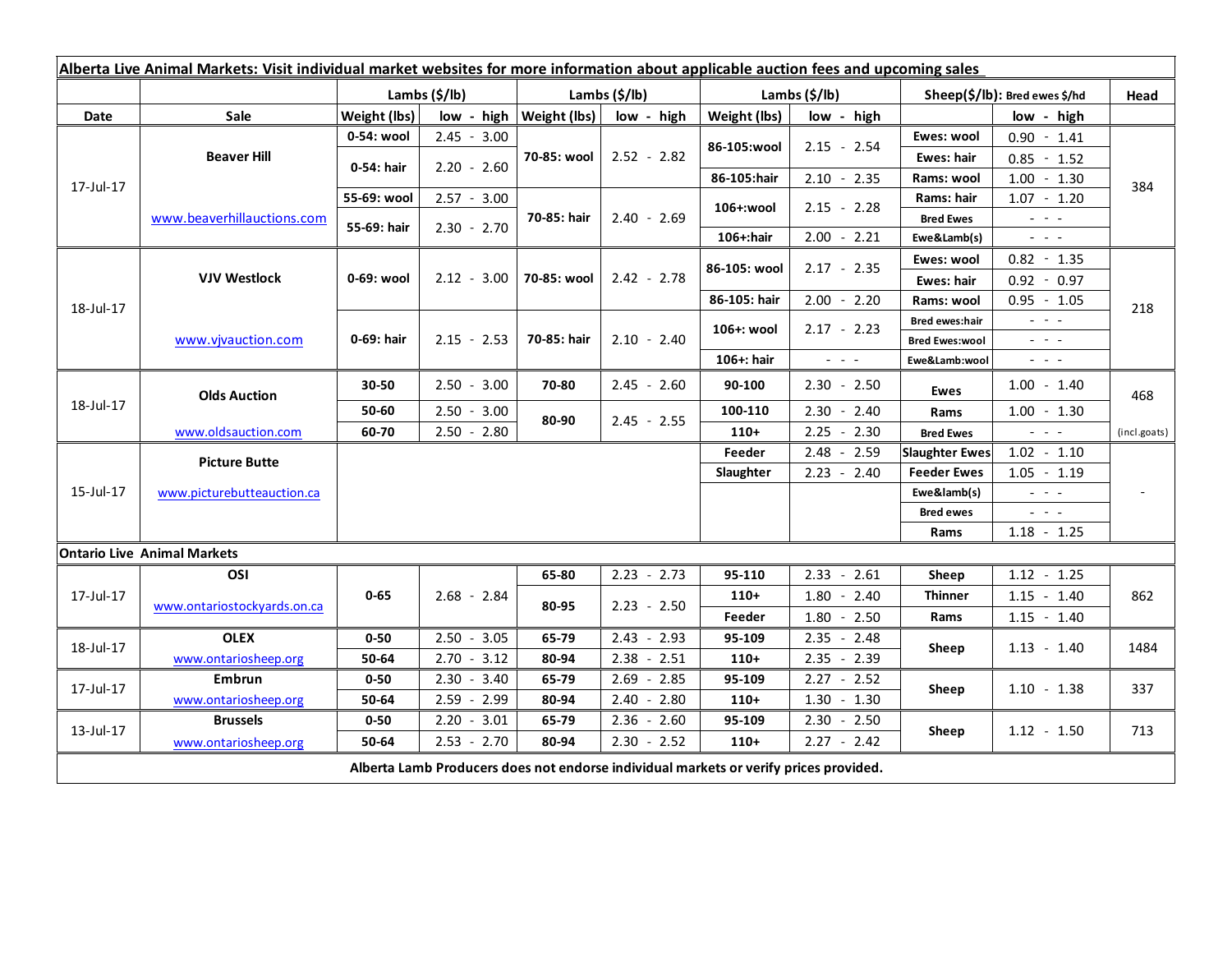| Alberta Live Animal Markets: Visit individual market websites for more information about applicable auction fees and upcoming sales | | | | | | | | | | |
|---|---|---|---|---|---|---|---|---|---|---|
| | | Lambs ($/lb) | | Lambs ($/lb) | | Lambs ($/lb) | | Sheep($/lb): Bred ewes $/hd | | Head |
| Date | Sale | Weight (lbs) | low - high | Weight (lbs) | low - high | Weight (lbs) | low - high | | low - high | |
| 17-Jul-17 | Beaver Hill | 0-54: wool | 2.45 - 3.00 | 70-85: wool | 2.52 - 2.82 | 86-105:wool | 2.15 - 2.54 | Ewes: wool | 0.90 - 1.41 | 384 |
| | | 0-54: hair | 2.20 - 2.60 | | | | | Ewes: hair | 0.85 - 1.52 | |
| | | | | | | 86-105:hair | 2.10 - 2.35 | Rams: wool | 1.00 - 1.30 | |
| | www.beaverhillauctions.com | 55-69: wool | 2.57 - 3.00 | 70-85: hair | 2.40 - 2.69 | 106+:wool | 2.15 - 2.28 | Rams: hair | 1.07 - 1.20 | |
| | | 55-69: hair | 2.30 - 2.70 | | | | | Bred Ewes | - - - | |
| | | | | | | 106+:hair | 2.00 - 2.21 | Ewe&Lamb(s) | - - - | |
| 18-Jul-17 | VJV Westlock | 0-69: wool | 2.12 - 3.00 | 70-85: wool | 2.42 - 2.78 | 86-105: wool | 2.17 - 2.35 | Ewes: wool | 0.82 - 1.35 | 218 |
| | | | | | | | | Ewes: hair | 0.92 - 0.97 | |
| | | | | | | 86-105: hair | 2.00 - 2.20 | Rams: wool | 0.95 - 1.05 | |
| | www.vjvauction.com | 0-69: hair | 2.15 - 2.53 | 70-85: hair | 2.10 - 2.40 | 106+: wool | 2.17 - 2.23 | Bred ewes:hair | - - - | |
| | | | | | | | | Bred Ewes:wool | - - - | |
| | | | | | | 106+: hair | - - - | Ewe&Lamb:wool | - - - | |
| 18-Jul-17 | Olds Auction | 30-50 | 2.50 - 3.00 | 70-80 | 2.45 - 2.60 | 90-100 | 2.30 - 2.50 | Ewes | 1.00 - 1.40 | 468 |
| | | 50-60 | 2.50 - 3.00 | 80-90 | 2.45 - 2.55 | 100-110 | 2.30 - 2.40 | Rams | 1.00 - 1.30 | |
| | www.oldsauction.com | 60-70 | 2.50 - 2.80 | | | 110+ | 2.25 - 2.30 | Bred Ewes | - - - | (incl.goats) |
| 15-Jul-17 | Picture Butte | | | | | Feeder | 2.48 - 2.59 | Slaughter Ewes | 1.02 - 1.10 | - |
| | www.picturebutteauction.ca | | | | | Slaughter | 2.23 - 2.40 | Feeder Ewes | 1.05 - 1.19 | |
| | | | | | | | | Ewe&lamb(s) | - - - | |
| | | | | | | | | Bred ewes | - - - | |
| | | | | | | | | Rams | 1.18 - 1.25 | |
| **Ontario Live Animal Markets** | | | | | | | | | | |
| 17-Jul-17 | OSI | 0-65 | 2.68 - 2.84 | 65-80 | 2.23 - 2.73 | 95-110 | 2.33 - 2.61 | Sheep | 1.12 - 1.25 | 862 |
| | www.ontariostockyards.on.ca | | | 80-95 | 2.23 - 2.50 | 110+ | 1.80 - 2.40 | Thinner | 1.15 - 1.40 | |
| | | | | | | Feeder | 1.80 - 2.50 | Rams | 1.15 - 1.40 | |
| 18-Jul-17 | OLEX | 0-50 | 2.50 - 3.05 | 65-79 | 2.43 - 2.93 | 95-109 | 2.35 - 2.48 | Sheep | 1.13 - 1.40 | 1484 |
| | www.ontariosheep.org | 50-64 | 2.70 - 3.12 | 80-94 | 2.38 - 2.51 | 110+ | 2.35 - 2.39 | | | |
| 17-Jul-17 | Embrun | 0-50 | 2.30 - 3.40 | 65-79 | 2.69 - 2.85 | 95-109 | 2.27 - 2.52 | Sheep | 1.10 - 1.38 | 337 |
| | www.ontariosheep.org | 50-64 | 2.59 - 2.99 | 80-94 | 2.40 - 2.80 | 110+ | 1.30 - 1.30 | | | |
| 13-Jul-17 | Brussels | 0-50 | 2.20 - 3.01 | 65-79 | 2.36 - 2.60 | 95-109 | 2.30 - 2.50 | Sheep | 1.12 - 1.50 | 713 |
| | www.ontariosheep.org | 50-64 | 2.53 - 2.70 | 80-94 | 2.30 - 2.52 | 110+ | 2.27 - 2.42 | | | |

**Alberta Lamb Producers does not endorse individual markets or verify prices provided.**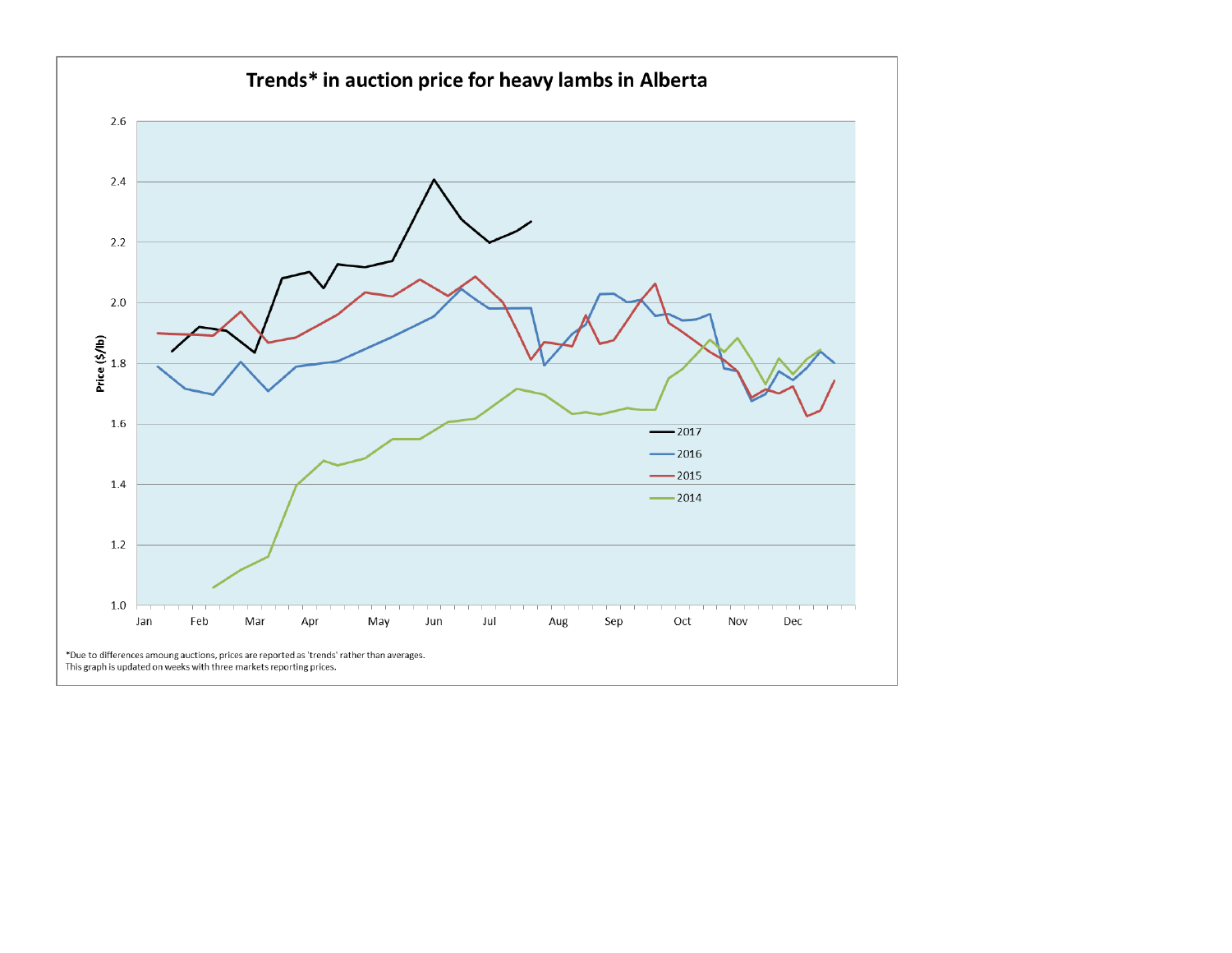# Trends* in auction price for heavy lambs in Alberta

Price ($/lb)

2.6
2.4
2.2
2.0
1.8
1.6
1.4
1.2
1.0

Jan Feb Mar Apr May Jun Jul Aug Sep Oct Nov Dec

2017
2016
2015
2014

*Due to differences amoung auctions, prices are reported as 'trends' rather than averages.
This graph is updated on weeks with three markets reporting prices.